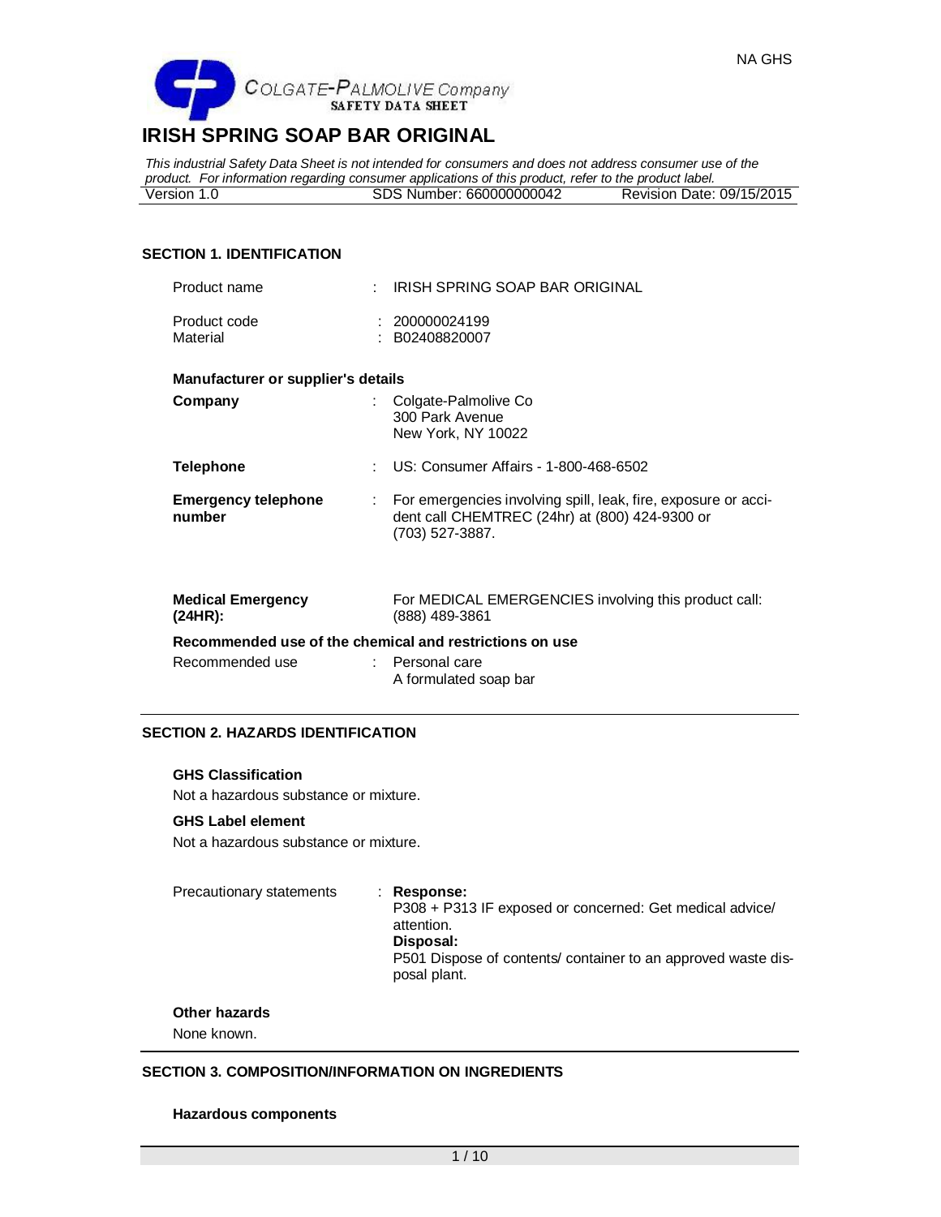NA GHS

COLGATE-PALMOLIVE Company
SAFETY DATA SHEET

# IRISH SPRING SOAP BAR ORIGINAL

*This industrial Safety Data Sheet is not intended for consumers and does not address consumer use of the product. For information regarding consumer applications of this product, refer to the product label.*

| Version 1.0 | SDS Number: 660000000042 | Revision Date: 09/15/2015 |
|---|---|---|

## SECTION 1. IDENTIFICATION

Product name : IRISH SPRING SOAP BAR ORIGINAL

Product code : 200000024199
Material : B02408820007

**Manufacturer or supplier's details**

**Company** : Colgate-Palmolive Co
300 Park Avenue
New York, NY 10022

**Telephone** : US: Consumer Affairs - 1-800-468-6502

**Emergency telephone number** : For emergencies involving spill, leak, fire, exposure or accident call CHEMTREC (24hr) at (800) 424-9300 or (703) 527-3887.

**Medical Emergency (24HR):** For MEDICAL EMERGENCIES involving this product call: (888) 489-3861

**Recommended use of the chemical and restrictions on use**

Recommended use : Personal care
A formulated soap bar

## SECTION 2. HAZARDS IDENTIFICATION

**GHS Classification**

Not a hazardous substance or mixture.

**GHS Label element**

Not a hazardous substance or mixture.

Precautionary statements : **Response:**
P308 + P313 IF exposed or concerned: Get medical advice/ attention.
**Disposal:**
P501 Dispose of contents/ container to an approved waste disposal plant.

**Other hazards**

None known.

## SECTION 3. COMPOSITION/INFORMATION ON INGREDIENTS

**Hazardous components**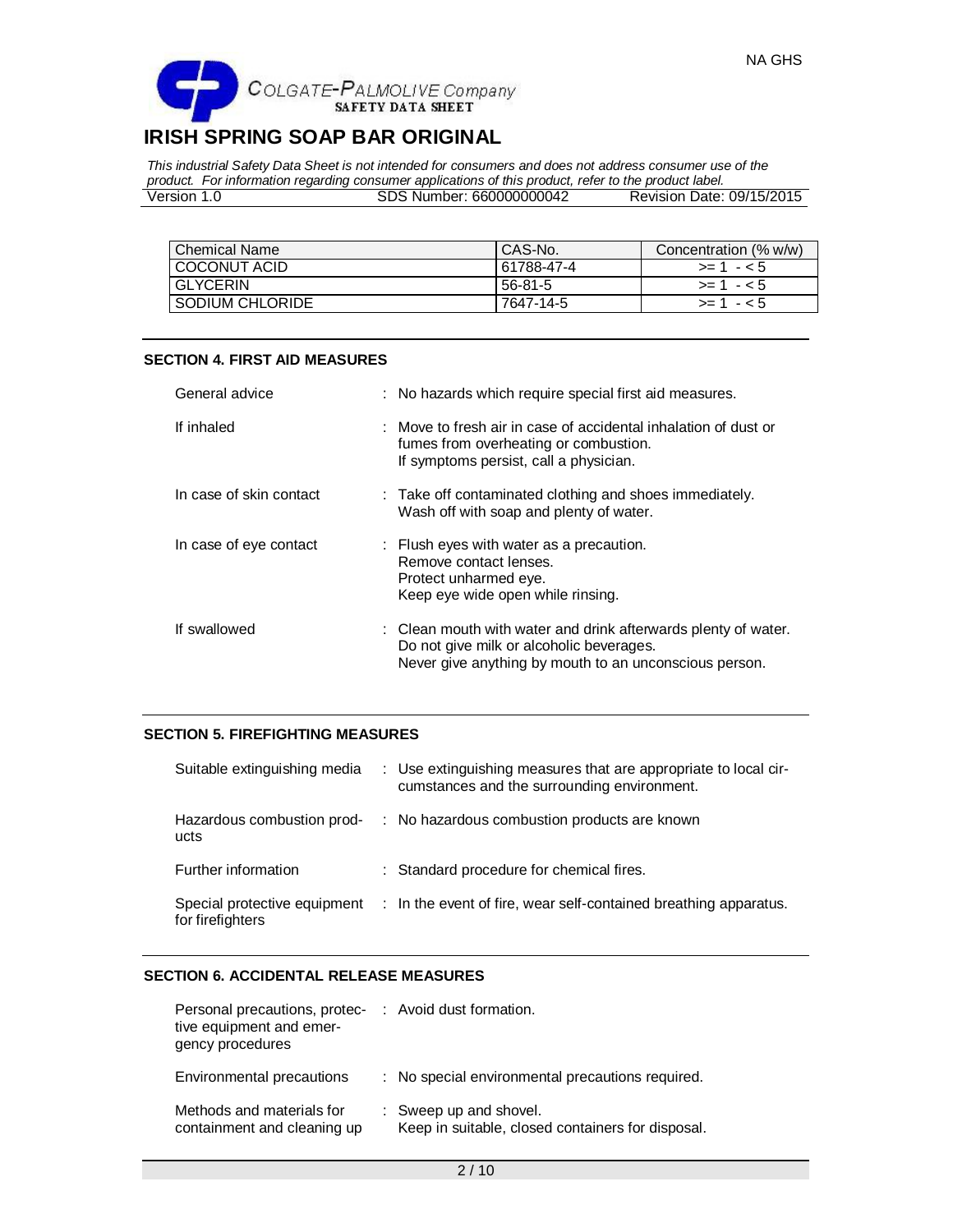| Chemical Name | CAS-No. | Concentration (% w/w) |
|---|---|---|
| COCONUT ACID | 61788-47-4 | >= 1 - < 5 |
| GLYCERIN | 56-81-5 | >= 1 - < 5 |
| SODIUM CHLORIDE | 7647-14-5 | >= 1 - < 5 |

## SECTION 4. FIRST AID MEASURES

| | |
|---|---|
| General advice | : No hazards which require special first aid measures. |
| If inhaled | : Move to fresh air in case of accidental inhalation of dust or fumes from overheating or combustion.<br>If symptoms persist, call a physician. |
| In case of skin contact | : Take off contaminated clothing and shoes immediately.<br>Wash off with soap and plenty of water. |
| In case of eye contact | : Flush eyes with water as a precaution.<br>Remove contact lenses.<br>Protect unharmed eye.<br>Keep eye wide open while rinsing. |
| If swallowed | : Clean mouth with water and drink afterwards plenty of water.<br>Do not give milk or alcoholic beverages.<br>Never give anything by mouth to an unconscious person. |

## SECTION 5. FIREFIGHTING MEASURES

| | |
|---|---|
| Suitable extinguishing media | : Use extinguishing measures that are appropriate to local circumstances and the surrounding environment. |
| Hazardous combustion products | : No hazardous combustion products are known |
| Further information | : Standard procedure for chemical fires. |
| Special protective equipment for firefighters | : In the event of fire, wear self-contained breathing apparatus. |

## SECTION 6. ACCIDENTAL RELEASE MEASURES

| | |
|---|---|
| Personal precautions, protective equipment and emergency procedures | : Avoid dust formation. |
| Environmental precautions | : No special environmental precautions required. |
| Methods and materials for containment and cleaning up | : Sweep up and shovel.<br>Keep in suitable, closed containers for disposal. |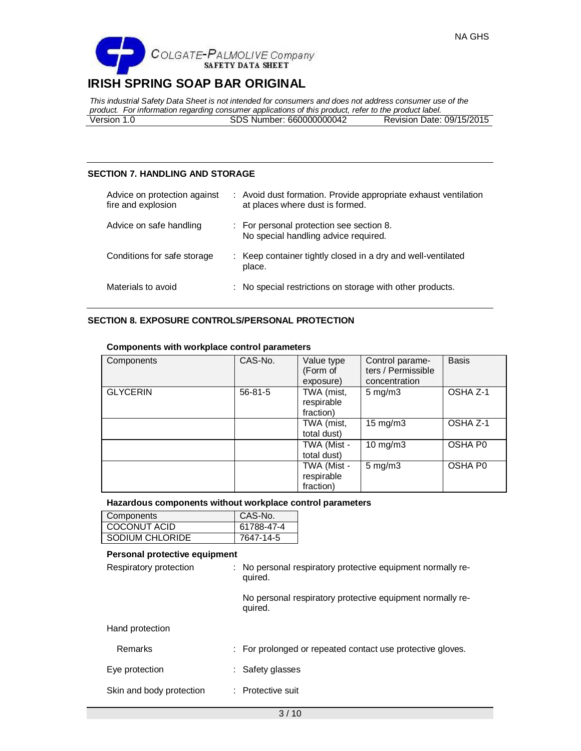## SECTION 7. HANDLING AND STORAGE

| | |
|---|---|
| Advice on protection against fire and explosion | : Avoid dust formation. Provide appropriate exhaust ventilation at places where dust is formed. |
| Advice on safe handling | : For personal protection see section 8. No special handling advice required. |
| Conditions for safe storage | : Keep container tightly closed in a dry and well-ventilated place. |
| Materials to avoid | : No special restrictions on storage with other products. |

## SECTION 8. EXPOSURE CONTROLS/PERSONAL PROTECTION

**Components with workplace control parameters**

| Components | CAS-No. | Value type (Form of exposure) | Control parameters / Permissible concentration | Basis |
|---|---|---|---|---|
| GLYCERIN | 56-81-5 | TWA (mist, respirable fraction) | 5 mg/m3 | OSHA Z-1 |
| | | TWA (mist, total dust) | 15 mg/m3 | OSHA Z-1 |
| | | TWA (Mist - total dust) | 10 mg/m3 | OSHA P0 |
| | | TWA (Mist - respirable fraction) | 5 mg/m3 | OSHA P0 |

**Hazardous components without workplace control parameters**

| Components | CAS-No. |
|---|---|
| COCONUT ACID | 61788-47-4 |
| SODIUM CHLORIDE | 7647-14-5 |

**Personal protective equipment**

Respiratory protection : No personal respiratory protective equipment normally required.

No personal respiratory protective equipment normally required.

Hand protection

Remarks : For prolonged or repeated contact use protective gloves.

Eye protection : Safety glasses

Skin and body protection : Protective suit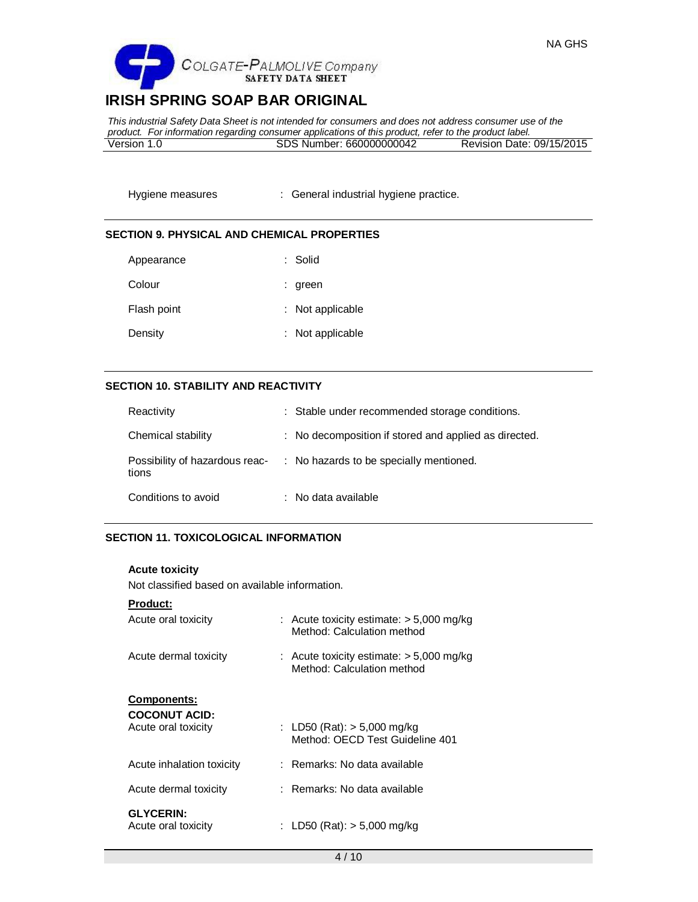Hygiene measures : General industrial hygiene practice.

## SECTION 9. PHYSICAL AND CHEMICAL PROPERTIES

| | |
|---|---|
| Appearance | : Solid |
| Colour | : green |
| Flash point | : Not applicable |
| Density | : Not applicable |

## SECTION 10. STABILITY AND REACTIVITY

| | |
|---|---|
| Reactivity | : Stable under recommended storage conditions. |
| Chemical stability | : No decomposition if stored and applied as directed. |
| Possibility of hazardous reactions | : No hazards to be specially mentioned. |
| Conditions to avoid | : No data available |

## SECTION 11. TOXICOLOGICAL INFORMATION

**Acute toxicity**

Not classified based on available information.

**Product:**

| | |
|---|---|
| Acute oral toxicity | : Acute toxicity estimate: > 5,000 mg/kg<br>Method: Calculation method |
| Acute dermal toxicity | : Acute toxicity estimate: > 5,000 mg/kg<br>Method: Calculation method |

**Components:**

**COCONUT ACID:**

| | |
|---|---|
| Acute oral toxicity | : LD50 (Rat): > 5,000 mg/kg<br>Method: OECD Test Guideline 401 |
| Acute inhalation toxicity | : Remarks: No data available |
| Acute dermal toxicity | : Remarks: No data available |

**GLYCERIN:**

| | |
|---|---|
| Acute oral toxicity | : LD50 (Rat): > 5,000 mg/kg |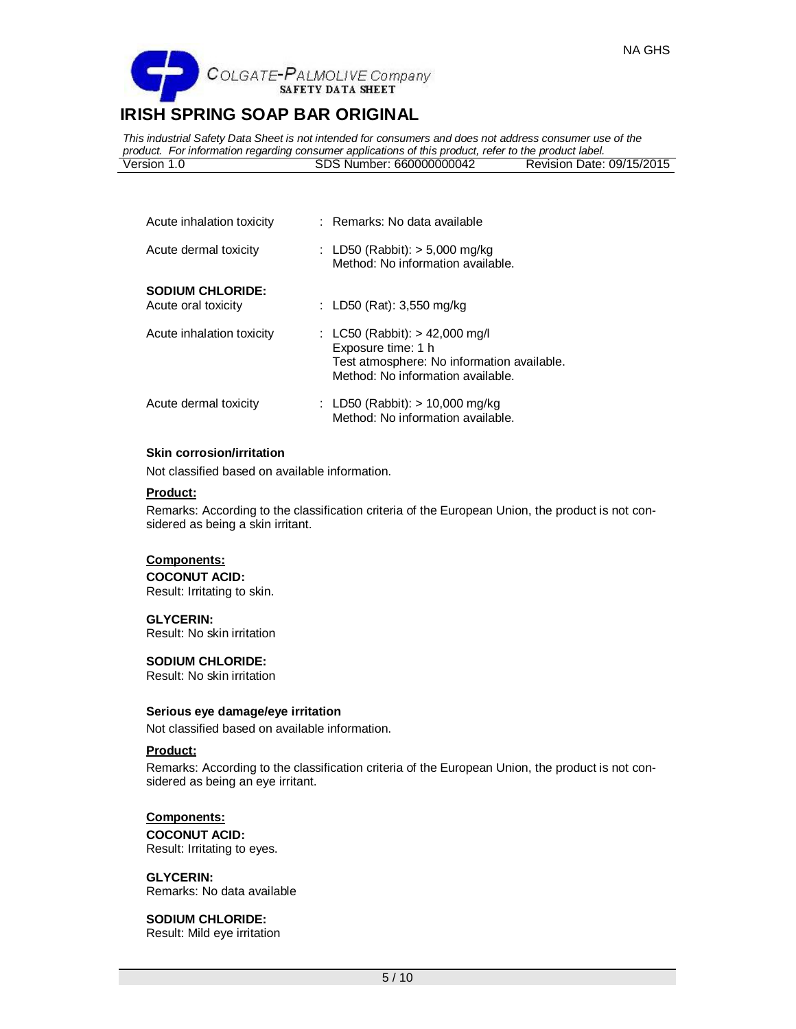| | |
|---|---|
| Acute inhalation toxicity | : Remarks: No data available |
| Acute dermal toxicity | : LD50 (Rabbit): > 5,000 mg/kg<br>Method: No information available. |

**SODIUM CHLORIDE:**

| | |
|---|---|
| Acute oral toxicity | : LD50 (Rat): 3,550 mg/kg |
| Acute inhalation toxicity | : LC50 (Rabbit): > 42,000 mg/l<br>Exposure time: 1 h<br>Test atmosphere: No information available.<br>Method: No information available. |
| Acute dermal toxicity | : LD50 (Rabbit): > 10,000 mg/kg<br>Method: No information available. |

### Skin corrosion/irritation

Not classified based on available information.

**Product:**

Remarks: According to the classification criteria of the European Union, the product is not considered as being a skin irritant.

**Components:**

**COCONUT ACID:**
Result: Irritating to skin.

**GLYCERIN:**
Result: No skin irritation

**SODIUM CHLORIDE:**
Result: No skin irritation

### Serious eye damage/eye irritation

Not classified based on available information.

**Product:**

Remarks: According to the classification criteria of the European Union, the product is not considered as being an eye irritant.

**Components:**

**COCONUT ACID:**
Result: Irritating to eyes.

**GLYCERIN:**
Remarks: No data available

**SODIUM CHLORIDE:**
Result: Mild eye irritation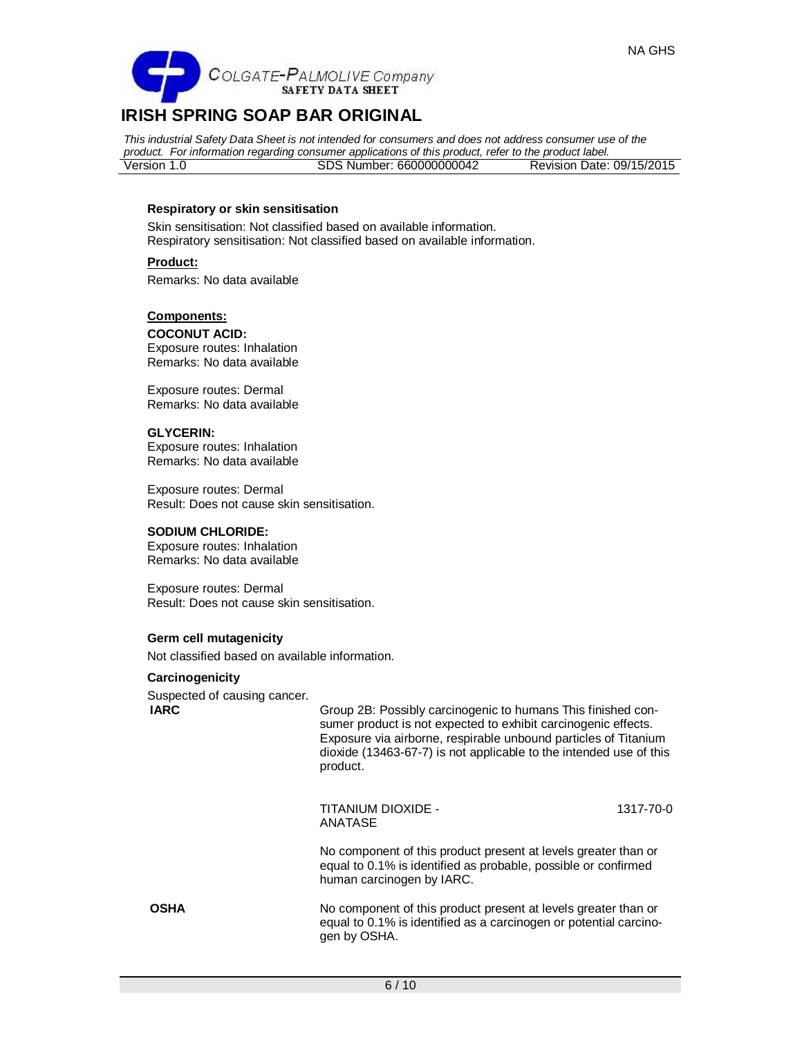#### Respiratory or skin sensitisation

Skin sensitisation: Not classified based on available information.
Respiratory sensitisation: Not classified based on available information.

**Product:**

Remarks: No data available

**Components:**

**COCONUT ACID:**
Exposure routes: Inhalation
Remarks: No data available

Exposure routes: Dermal
Remarks: No data available

**GLYCERIN:**
Exposure routes: Inhalation
Remarks: No data available

Exposure routes: Dermal
Result: Does not cause skin sensitisation.

**SODIUM CHLORIDE:**
Exposure routes: Inhalation
Remarks: No data available

Exposure routes: Dermal
Result: Does not cause skin sensitisation.

#### Germ cell mutagenicity

Not classified based on available information.

#### Carcinogenicity

Suspected of causing cancer.

| | | |
|---|---|---|
| **IARC** | Group 2B: Possibly carcinogenic to humans This finished consumer product is not expected to exhibit carcinogenic effects. Exposure via airborne, respirable unbound particles of Titanium dioxide (13463-67-7) is not applicable to the intended use of this product. | |
| | TITANIUM DIOXIDE - ANATASE | 1317-70-0 |
| | No component of this product present at levels greater than or equal to 0.1% is identified as probable, possible or confirmed human carcinogen by IARC. | |
| **OSHA** | No component of this product present at levels greater than or equal to 0.1% is identified as a carcinogen or potential carcinogen by OSHA. | |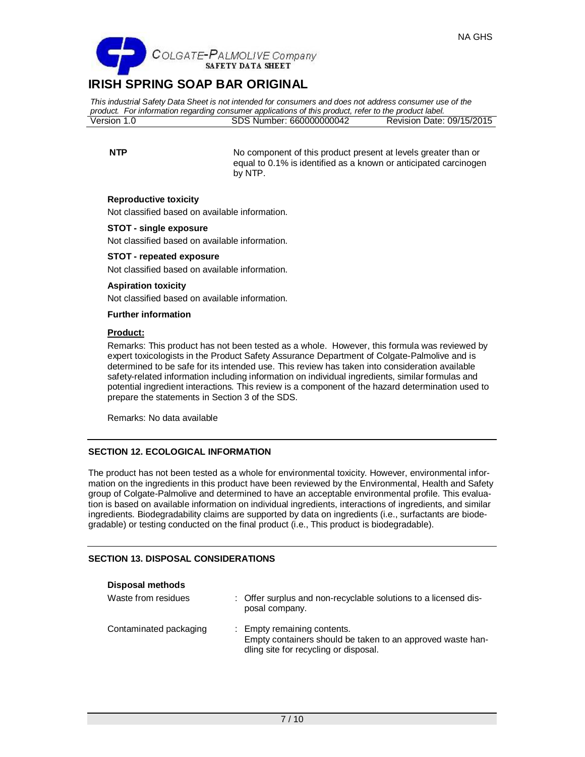| | |
|---|---|
| **NTP** | No component of this product present at levels greater than or equal to 0.1% is identified as a known or anticipated carcinogen by NTP. |

**Reproductive toxicity**

Not classified based on available information.

**STOT - single exposure**

Not classified based on available information.

**STOT - repeated exposure**

Not classified based on available information.

**Aspiration toxicity**

Not classified based on available information.

**Further information**

**Product:**

Remarks: This product has not been tested as a whole. However, this formula was reviewed by expert toxicologists in the Product Safety Assurance Department of Colgate-Palmolive and is determined to be safe for its intended use. This review has taken into consideration available safety-related information including information on individual ingredients, similar formulas and potential ingredient interactions. This review is a component of the hazard determination used to prepare the statements in Section 3 of the SDS.

Remarks: No data available

## SECTION 12. ECOLOGICAL INFORMATION

The product has not been tested as a whole for environmental toxicity. However, environmental information on the ingredients in this product have been reviewed by the Environmental, Health and Safety group of Colgate-Palmolive and determined to have an acceptable environmental profile. This evaluation is based on available information on individual ingredients, interactions of ingredients, and similar ingredients. Biodegradability claims are supported by data on ingredients (i.e., surfactants are biodegradable) or testing conducted on the final product (i.e., This product is biodegradable).

## SECTION 13. DISPOSAL CONSIDERATIONS

**Disposal methods**

| | |
|---|---|
| Waste from residues | : Offer surplus and non-recyclable solutions to a licensed disposal company. |
| Contaminated packaging | : Empty remaining contents. Empty containers should be taken to an approved waste handling site for recycling or disposal. |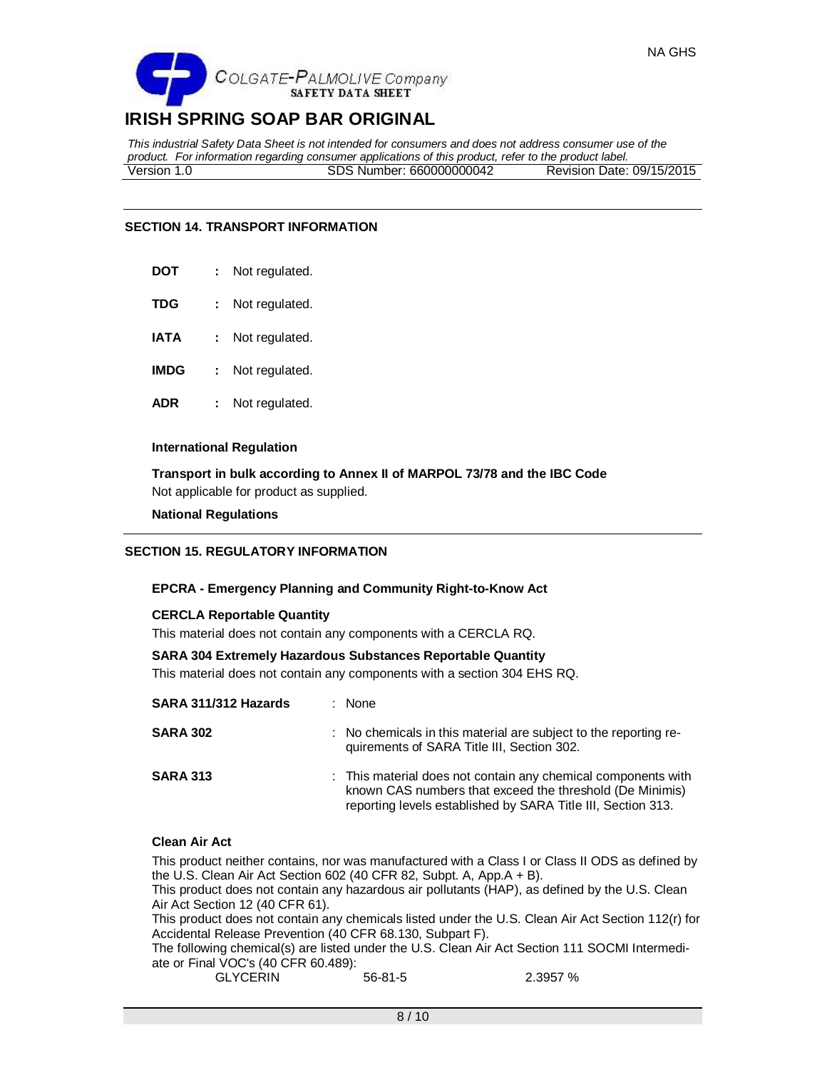## SECTION 14. TRANSPORT INFORMATION

**DOT** : Not regulated.

**TDG** : Not regulated.

**IATA** : Not regulated.

**IMDG** : Not regulated.

**ADR** : Not regulated.

**International Regulation**

**Transport in bulk according to Annex II of MARPOL 73/78 and the IBC Code**

Not applicable for product as supplied.

**National Regulations**

## SECTION 15. REGULATORY INFORMATION

**EPCRA - Emergency Planning and Community Right-to-Know Act**

**CERCLA Reportable Quantity**

This material does not contain any components with a CERCLA RQ.

**SARA 304 Extremely Hazardous Substances Reportable Quantity**

This material does not contain any components with a section 304 EHS RQ.

**SARA 311/312 Hazards** : None

**SARA 302** : No chemicals in this material are subject to the reporting requirements of SARA Title III, Section 302.

**SARA 313** : This material does not contain any chemical components with known CAS numbers that exceed the threshold (De Minimis) reporting levels established by SARA Title III, Section 313.

**Clean Air Act**

This product neither contains, nor was manufactured with a Class I or Class II ODS as defined by the U.S. Clean Air Act Section 602 (40 CFR 82, Subpt. A, App.A + B).
This product does not contain any hazardous air pollutants (HAP), as defined by the U.S. Clean Air Act Section 12 (40 CFR 61).
This product does not contain any chemicals listed under the U.S. Clean Air Act Section 112(r) for Accidental Release Prevention (40 CFR 68.130, Subpart F).
The following chemical(s) are listed under the U.S. Clean Air Act Section 111 SOCMI Intermediate or Final VOC's (40 CFR 60.489):

| | | |
|---|---|---|
| GLYCERIN | 56-81-5 | 2.3957 % |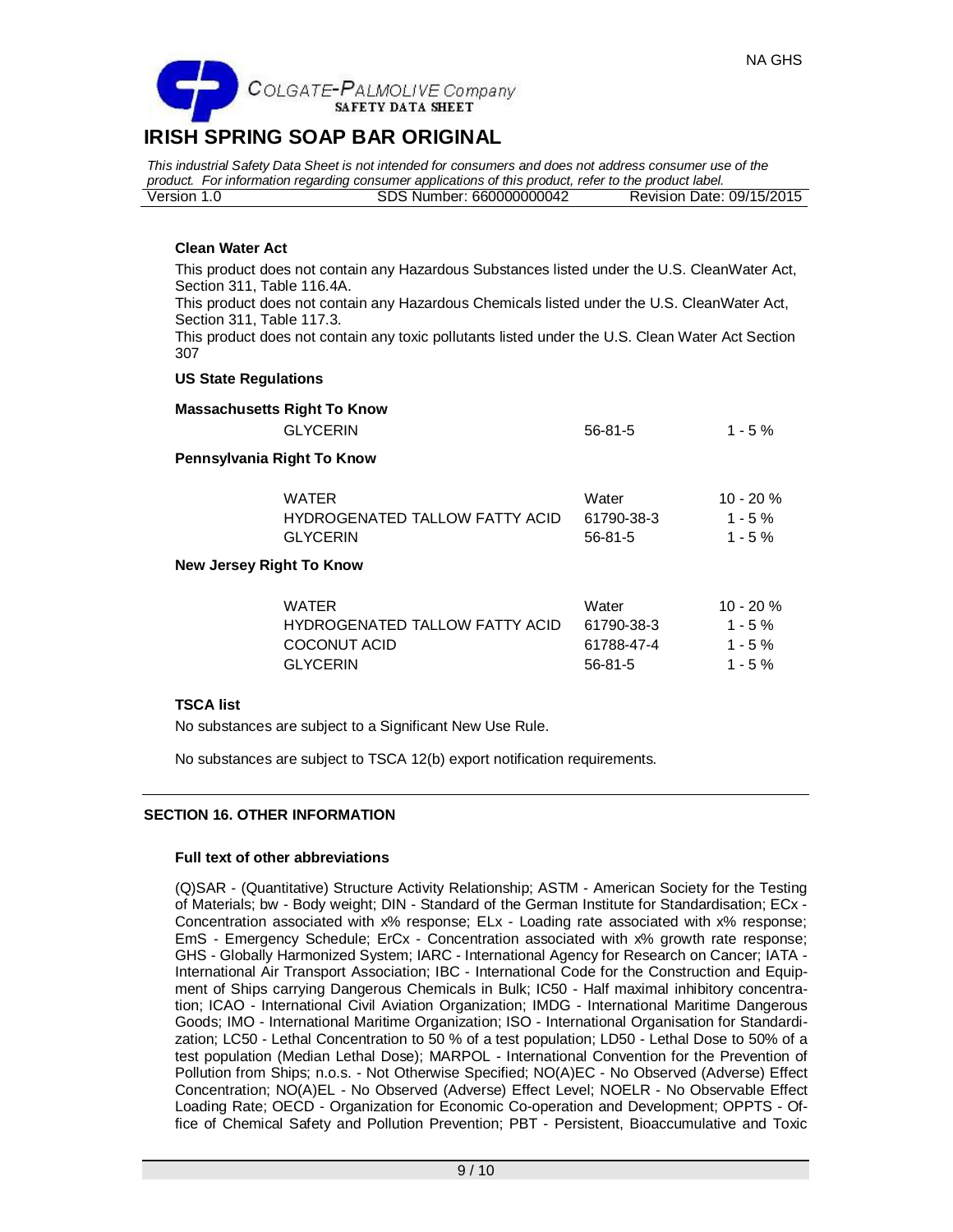**Clean Water Act**

This product does not contain any Hazardous Substances listed under the U.S. CleanWater Act, Section 311, Table 116.4A.

This product does not contain any Hazardous Chemicals listed under the U.S. CleanWater Act, Section 311, Table 117.3.

This product does not contain any toxic pollutants listed under the U.S. Clean Water Act Section 307

**US State Regulations**

**Massachusetts Right To Know**

| | | |
|---|---|---|
| GLYCERIN | 56-81-5 | 1 - 5 % |

**Pennsylvania Right To Know**

| | | |
|---|---|---|
| WATER | Water | 10 - 20 % |
| HYDROGENATED TALLOW FATTY ACID | 61790-38-3 | 1 - 5 % |
| GLYCERIN | 56-81-5 | 1 - 5 % |

**New Jersey Right To Know**

| | | |
|---|---|---|
| WATER | Water | 10 - 20 % |
| HYDROGENATED TALLOW FATTY ACID | 61790-38-3 | 1 - 5 % |
| COCONUT ACID | 61788-47-4 | 1 - 5 % |
| GLYCERIN | 56-81-5 | 1 - 5 % |

**TSCA list**

No substances are subject to a Significant New Use Rule.

No substances are subject to TSCA 12(b) export notification requirements.

## SECTION 16. OTHER INFORMATION

**Full text of other abbreviations**

(Q)SAR - (Quantitative) Structure Activity Relationship; ASTM - American Society for the Testing of Materials; bw - Body weight; DIN - Standard of the German Institute for Standardisation; ECx - Concentration associated with x% response; ELx - Loading rate associated with x% response; EmS - Emergency Schedule; ErCx - Concentration associated with x% growth rate response; GHS - Globally Harmonized System; IARC - International Agency for Research on Cancer; IATA - International Air Transport Association; IBC - International Code for the Construction and Equipment of Ships carrying Dangerous Chemicals in Bulk; IC50 - Half maximal inhibitory concentration; ICAO - International Civil Aviation Organization; IMDG - International Maritime Dangerous Goods; IMO - International Maritime Organization; ISO - International Organisation for Standardization; LC50 - Lethal Concentration to 50 % of a test population; LD50 - Lethal Dose to 50% of a test population (Median Lethal Dose); MARPOL - International Convention for the Prevention of Pollution from Ships; n.o.s. - Not Otherwise Specified; NO(A)EC - No Observed (Adverse) Effect Concentration; NO(A)EL - No Observed (Adverse) Effect Level; NOELR - No Observable Effect Loading Rate; OECD - Organization for Economic Co-operation and Development; OPPTS - Office of Chemical Safety and Pollution Prevention; PBT - Persistent, Bioaccumulative and Toxic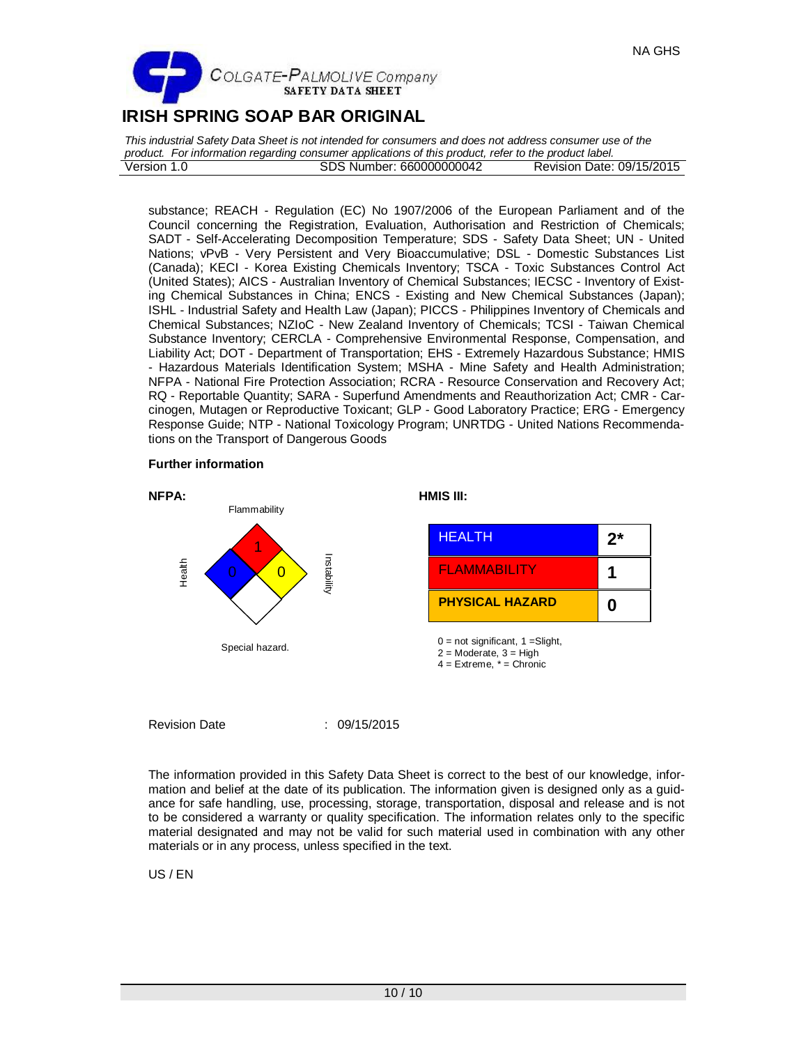substance; REACH - Regulation (EC) No 1907/2006 of the European Parliament and of the Council concerning the Registration, Evaluation, Authorisation and Restriction of Chemicals; SADT - Self-Accelerating Decomposition Temperature; SDS - Safety Data Sheet; UN - United Nations; vPvB - Very Persistent and Very Bioaccumulative; DSL - Domestic Substances List (Canada); KECI - Korea Existing Chemicals Inventory; TSCA - Toxic Substances Control Act (United States); AICS - Australian Inventory of Chemical Substances; IECSC - Inventory of Existing Chemical Substances in China; ENCS - Existing and New Chemical Substances (Japan); ISHL - Industrial Safety and Health Law (Japan); PICCS - Philippines Inventory of Chemicals and Chemical Substances; NZIoC - New Zealand Inventory of Chemicals; TCSI - Taiwan Chemical Substance Inventory; CERCLA - Comprehensive Environmental Response, Compensation, and Liability Act; DOT - Department of Transportation; EHS - Extremely Hazardous Substance; HMIS - Hazardous Materials Identification System; MSHA - Mine Safety and Health Administration; NFPA - National Fire Protection Association; RCRA - Resource Conservation and Recovery Act; RQ - Reportable Quantity; SARA - Superfund Amendments and Reauthorization Act; CMR - Carcinogen, Mutagen or Reproductive Toxicant; GLP - Good Laboratory Practice; ERG - Emergency Response Guide; NTP - National Toxicology Program; UNRTDG - United Nations Recommendations on the Transport of Dangerous Goods

**Further information**

**NFPA:**

Flammability
1
Health
0
Instability
0
Special hazard.

**HMIS III:**

| | |
|---|---|
| HEALTH | 2* |
| FLAMMABILITY | 1 |
| PHYSICAL HAZARD | 0 |

0 = not significant, 1 =Slight,
2 = Moderate, 3 = High
4 = Extreme, * = Chronic

Revision Date : 09/15/2015

The information provided in this Safety Data Sheet is correct to the best of our knowledge, information and belief at the date of its publication. The information given is designed only as a guidance for safe handling, use, processing, storage, transportation, disposal and release and is not to be considered a warranty or quality specification. The information relates only to the specific material designated and may not be valid for such material used in combination with any other materials or in any process, unless specified in the text.

US / EN